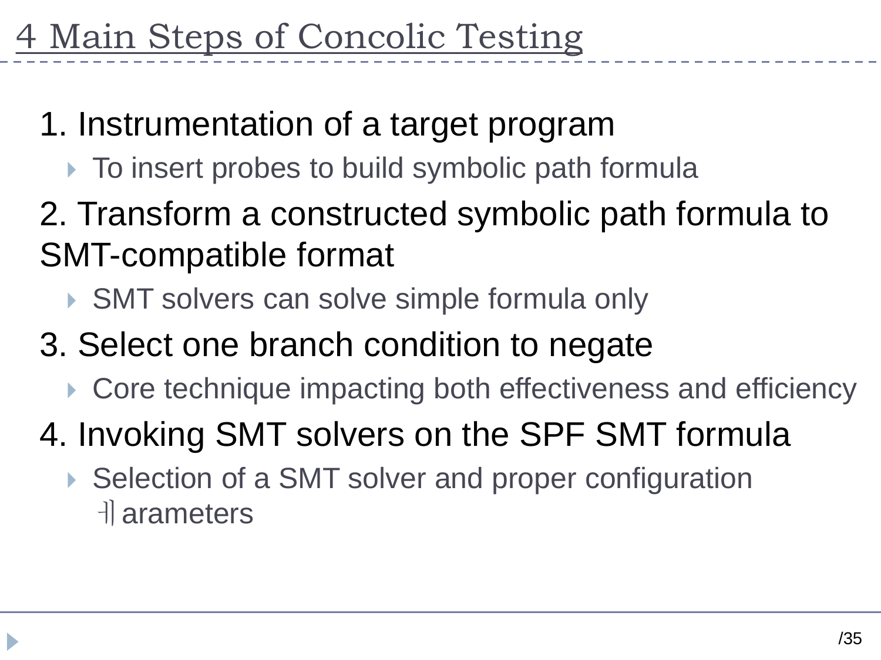# 4 Main Steps of Concolic Testing

1. Instrumentation of a target program
   - To insert probes to build symbolic path formula
2. Transform a constructed symbolic path formula to SMT-compatible format
   - SMT solvers can solve simple formula only
3. Select one branch condition to negate
   - Core technique impacting both effectiveness and efficiency
4. Invoking SMT solvers on the SPF SMT formula
   - Selection of a SMT solver and proper configuration ㅔarameters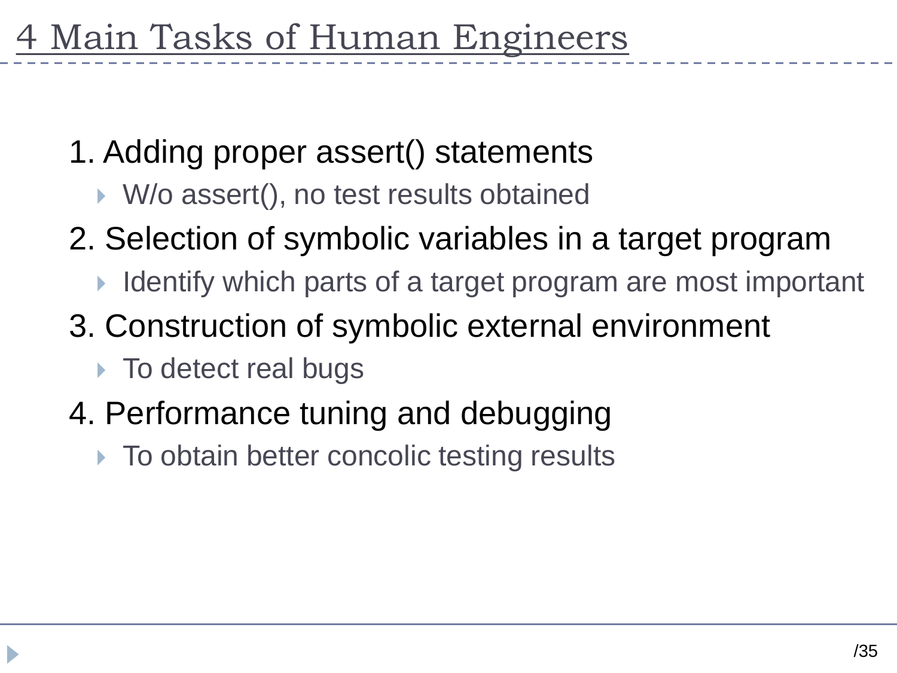# 4 Main Tasks of Human Engineers

1. Adding proper assert() statements
   - W/o assert(), no test results obtained
2. Selection of symbolic variables in a target program
   - Identify which parts of a target program are most important
3. Construction of symbolic external environment
   - To detect real bugs
4. Performance tuning and debugging
   - To obtain better concolic testing results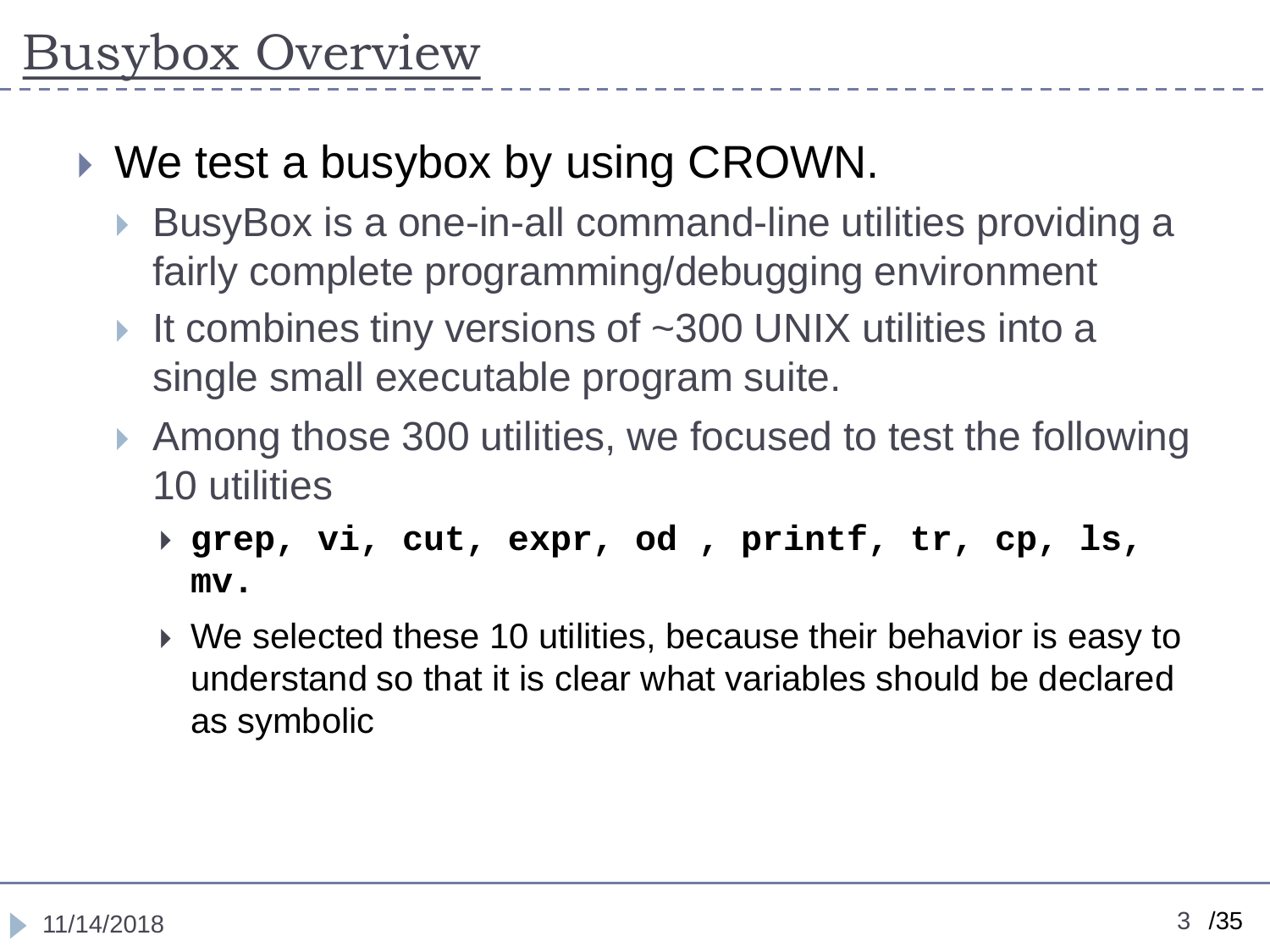# Busybox Overview

- We test a busybox by using CROWN.
  - BusyBox is a one-in-all command-line utilities providing a fairly complete programming/debugging environment
  - It combines tiny versions of ~300 UNIX utilities into a single small executable program suite.
  - Among those 300 utilities, we focused to test the following 10 utilities
    - **`grep, vi, cut, expr, od , printf, tr, cp, ls, mv.`**
    - We selected these 10 utilities, because their behavior is easy to understand so that it is clear what variables should be declared as symbolic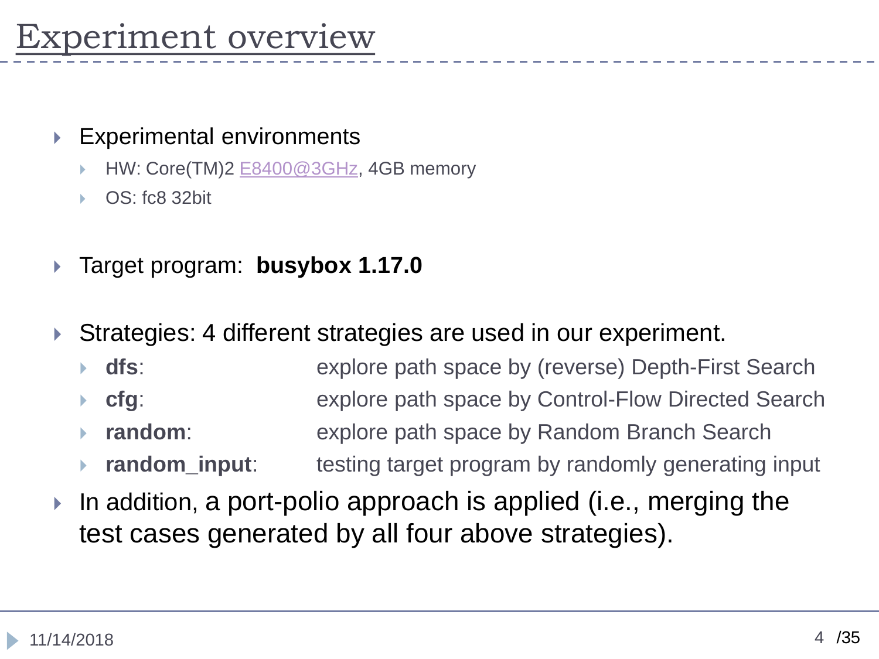# Experiment overview

- Experimental environments
  - HW: Core(TM)2 E8400@3GHz, 4GB memory
  - OS: fc8 32bit
- Target program: **busybox 1.17.0**
- Strategies: 4 different strategies are used in our experiment.
  - **dfs**: explore path space by (reverse) Depth-First Search
  - **cfg**: explore path space by Control-Flow Directed Search
  - **random**: explore path space by Random Branch Search
  - **random_input**: testing target program by randomly generating input
- In addition, a port-polio approach is applied (i.e., merging the test cases generated by all four above strategies).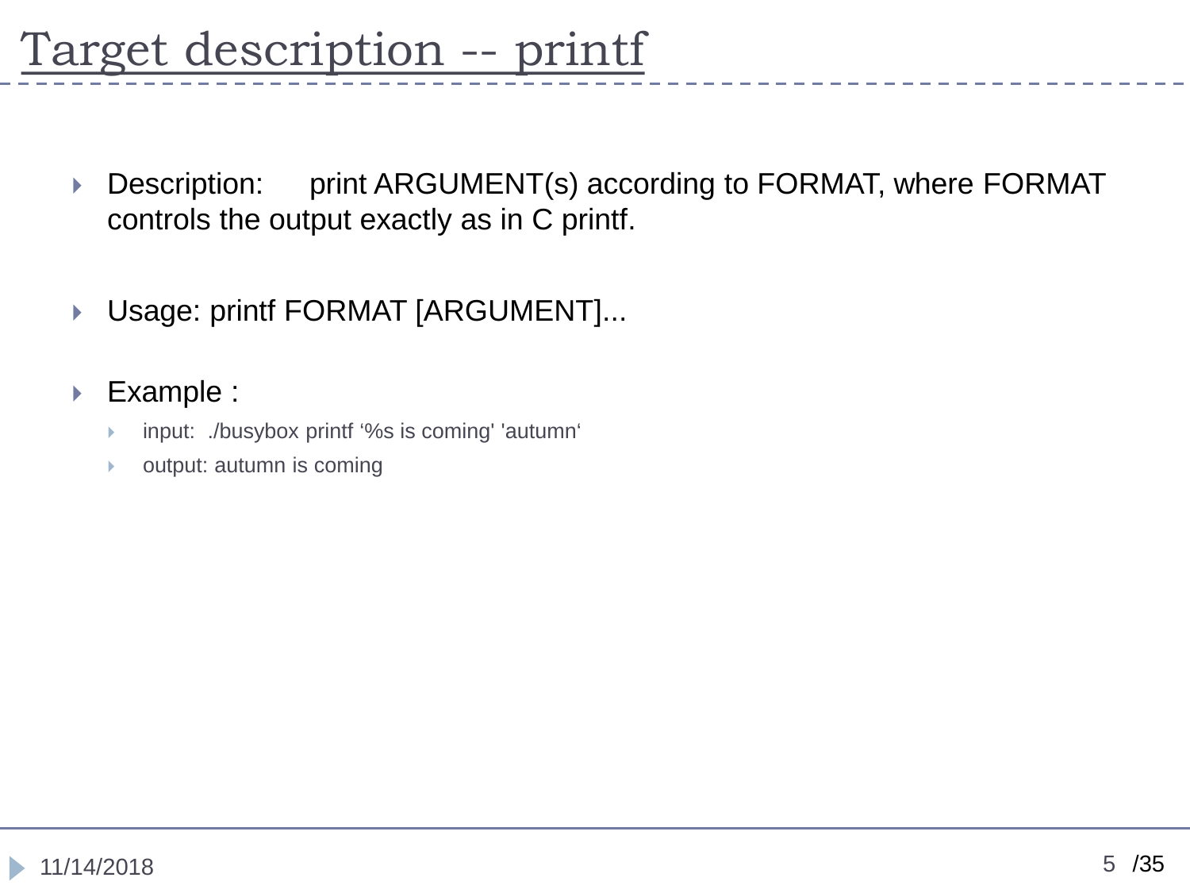# Target description -- printf

- Description: print ARGUMENT(s) according to FORMAT, where FORMAT controls the output exactly as in C printf.
- Usage: printf FORMAT [ARGUMENT]...
- Example :
  - input: ./busybox printf ‘%s is coming' 'autumn‘
  - output: autumn is coming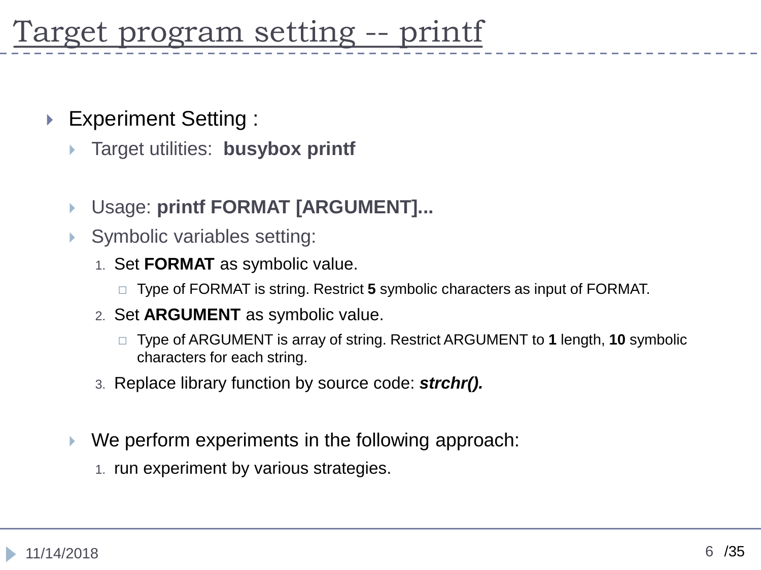# Target program setting -- printf

- Experiment Setting :
  - Target utilities: **busybox printf**

  - Usage: **printf FORMAT [ARGUMENT]...**
  - Symbolic variables setting:
    1. Set **FORMAT** as symbolic value.
       - Type of FORMAT is string. Restrict **5** symbolic characters as input of FORMAT.
    2. Set **ARGUMENT** as symbolic value.
       - Type of ARGUMENT is array of string. Restrict ARGUMENT to **1** length, **10** symbolic characters for each string.
    3. Replace library function by source code: ***strchr().***

  - We perform experiments in the following approach:
    1. run experiment by various strategies.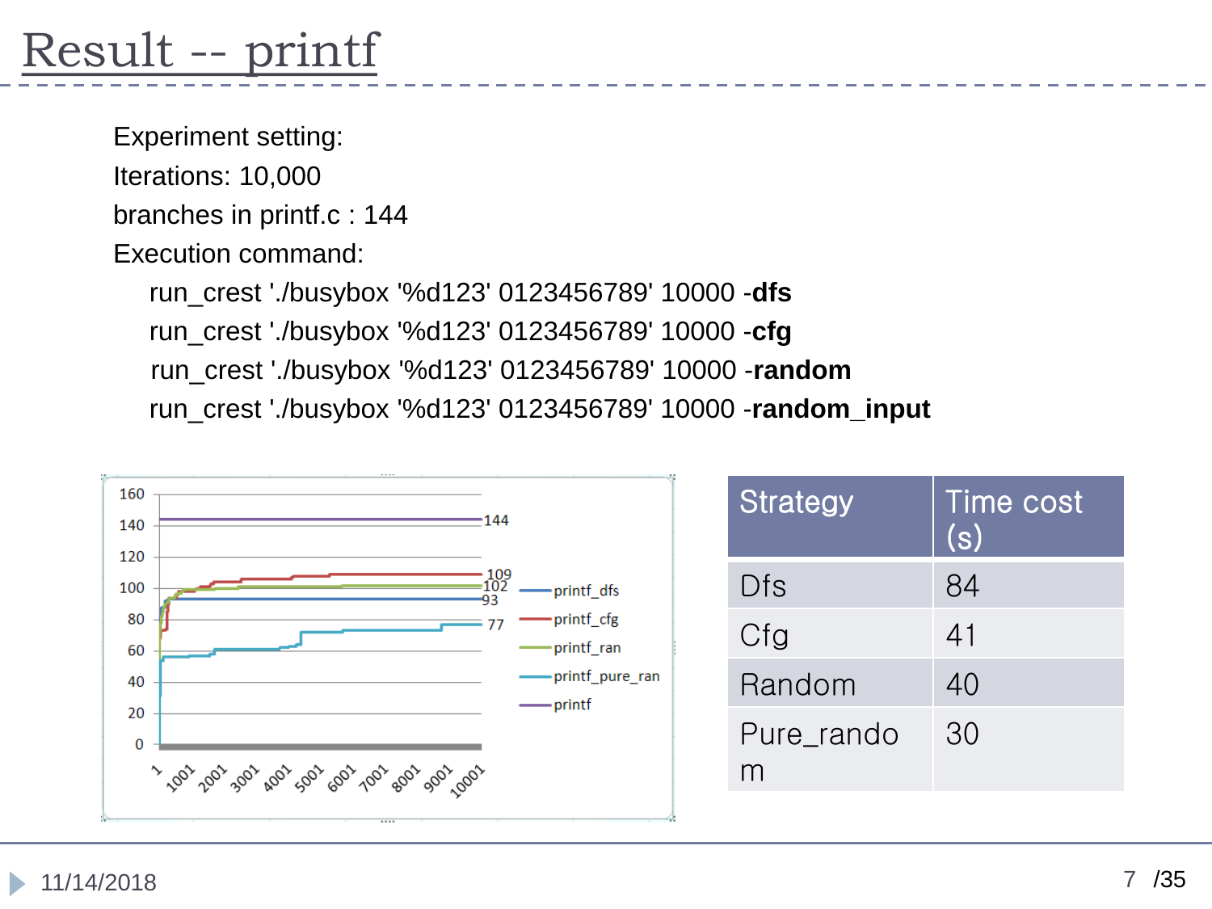# Result -- printf

Experiment setting:

Iterations: 10,000

branches in printf.c : 144

Execution command:

run_crest './busybox '%d123' 0123456789' 10000 -**dfs**

run_crest './busybox '%d123' 0123456789' 10000 -**cfg**

run_crest './busybox '%d123' 0123456789' 10000 -**random**

run_crest './busybox '%d123' 0123456789' 10000 -**random_input**

| Strategy | Time cost (s) |
| --- | --- |
| Dfs | 84 |
| Cfg | 41 |
| Random | 40 |
| Pure_random | 30 |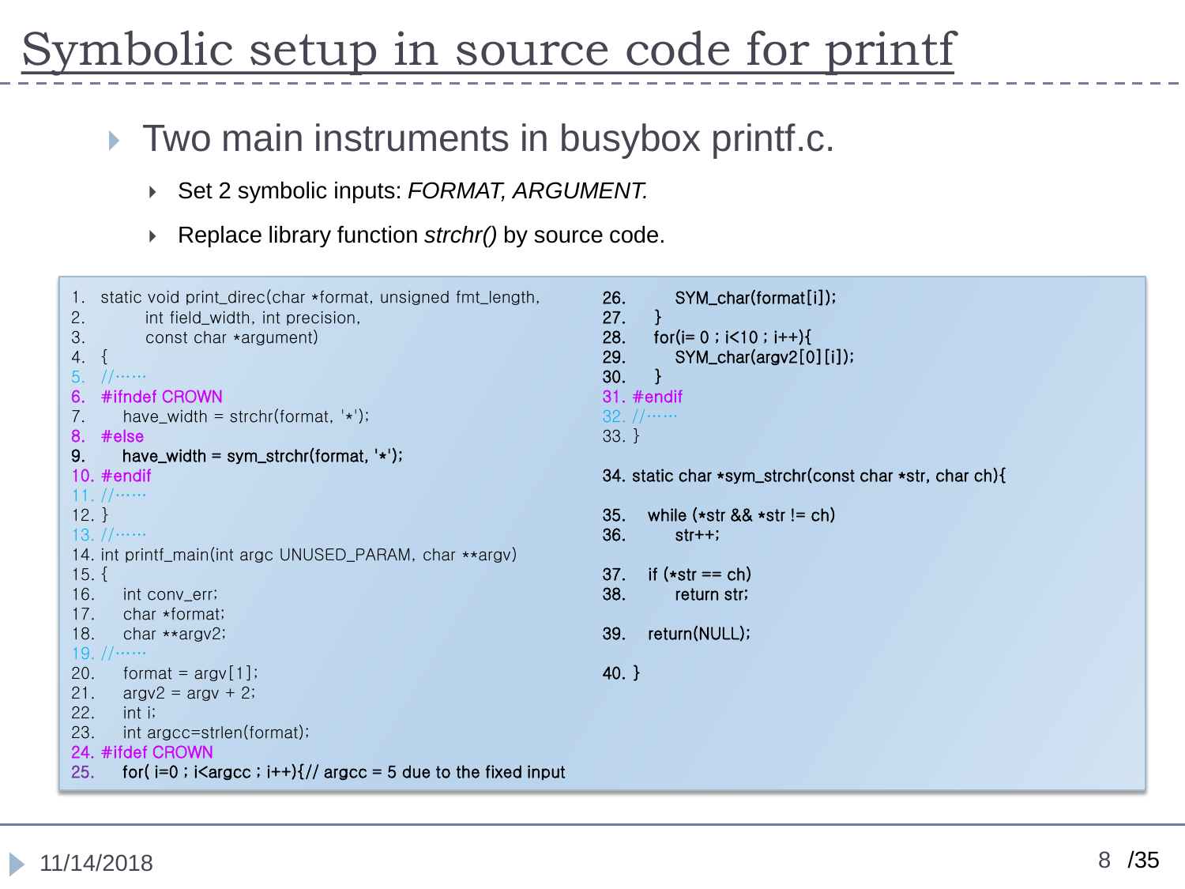# Symbolic setup in source code for printf

- Two main instruments in busybox printf.c.
  - Set 2 symbolic inputs: *FORMAT, ARGUMENT.*
  - Replace library function *strchr()* by source code.

```
1.  static void print_direc(char *format, unsigned fmt_length,
2.          int field_width, int precision,
3.          const char *argument)
4.  {
5.  //……
6.  #ifndef CROWN
7.      have_width = strchr(format, '*');
8.  #else
9.      have_width = sym_strchr(format, '*');
10. #endif
11. //……
12. }
13. //……
14. int printf_main(int argc UNUSED_PARAM, char **argv)
15. {
16.     int conv_err;
17.     char *format;
18.     char **argv2;
19. //……
20.     format = argv[1];
21.     argv2 = argv + 2;
22.     int i;
23.     int argcc=strlen(format);
24. #ifdef CROWN
25.     for( i=0 ; i<argcc ; i++){// argcc = 5 due to the fixed input
26.         SYM_char(format[i]);
27.     }
28.     for(i= 0 ; i<10 ; i++){
29.         SYM_char(argv2[0][i]);
30.     }
31. #endif
32. //……
33. }

34. static char *sym_strchr(const char *str, char ch){

35.     while (*str && *str != ch)
36.         str++;

37.     if (*str == ch)
38.         return str;

39.     return(NULL);

40. }
```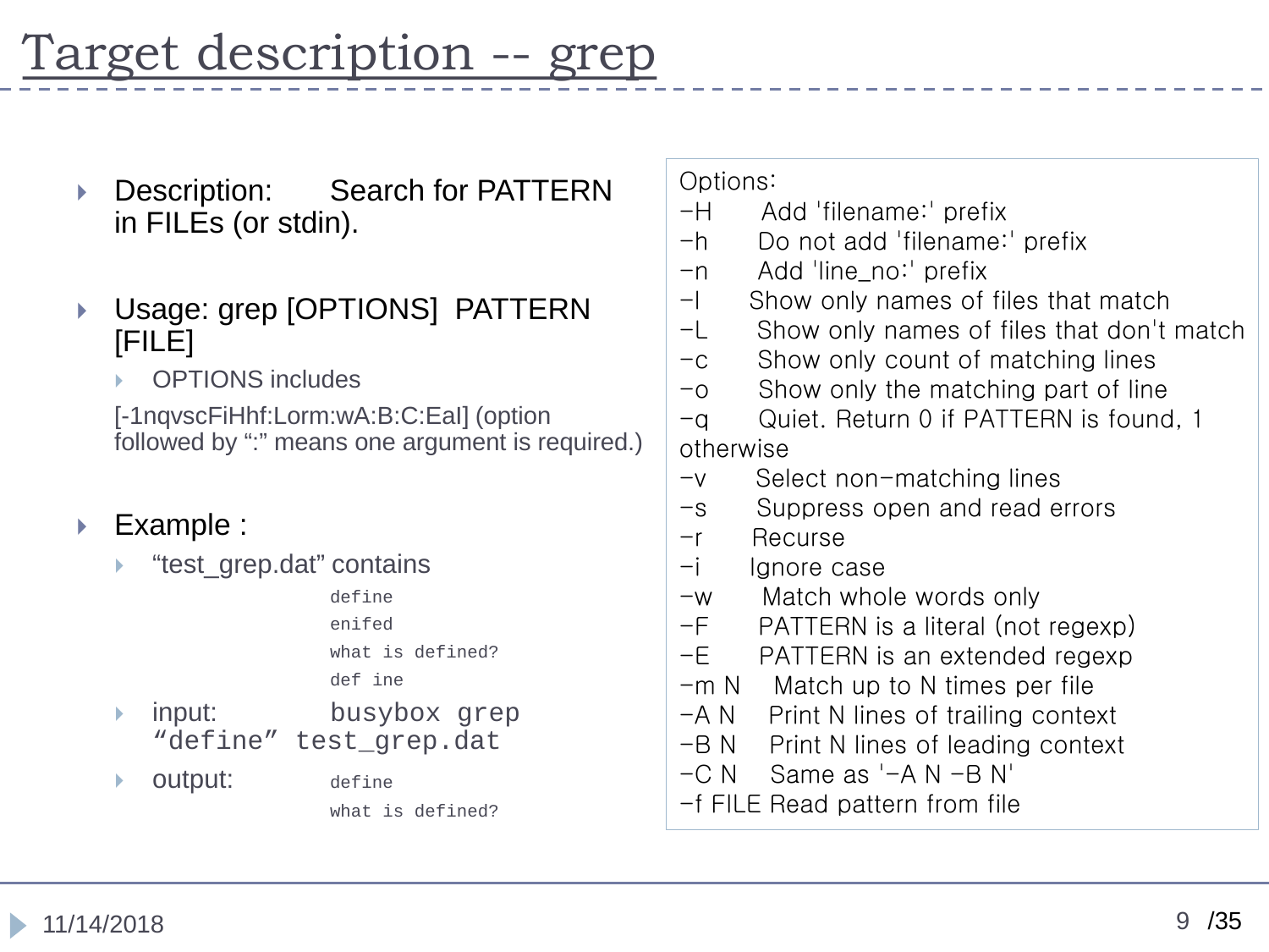# Target description -- grep

- Description: Search for PATTERN in FILEs (or stdin).

- Usage: grep [OPTIONS] PATTERN [FILE]
  - OPTIONS includes

  [-1nqvscFiHhf:Lorm:wA:B:C:EaI] (option followed by ":" means one argument is required.)

- Example :
  - "test_grep.dat" contains

    ```
    define
    enifed
    what is defined?
    def ine
    ```

  - input: `busybox grep "define" test_grep.dat`
  - output:

    ```
    define
    what is defined?
    ```

```
Options:
-H      Add 'filename:' prefix
-h      Do not add 'filename:' prefix
-n      Add 'line_no:' prefix
-l      Show only names of files that match
-L      Show only names of files that don't match
-c      Show only count of matching lines
-o      Show only the matching part of line
-q      Quiet. Return 0 if PATTERN is found, 1 otherwise
-v      Select non-matching lines
-s      Suppress open and read errors
-r      Recurse
-i      Ignore case
-w      Match whole words only
-F      PATTERN is a literal (not regexp)
-E      PATTERN is an extended regexp
-m N    Match up to N times per file
-A N    Print N lines of trailing context
-B N    Print N lines of leading context
-C N    Same as '-A N -B N'
-f FILE Read pattern from file
```

11/14/2018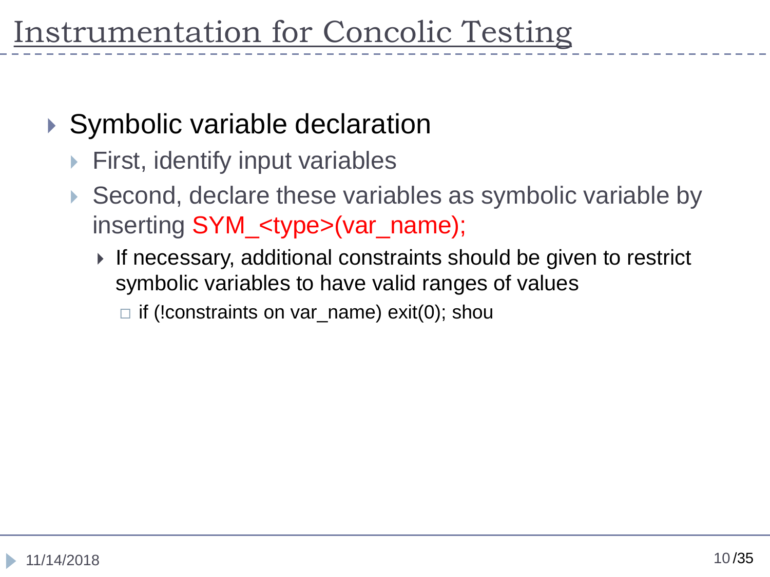# Instrumentation for Concolic Testing

- Symbolic variable declaration
  - First, identify input variables
  - Second, declare these variables as symbolic variable by inserting SYM_<type>(var_name);
    - If necessary, additional constraints should be given to restrict symbolic variables to have valid ranges of values
      - if (!constraints on var_name) exit(0); shou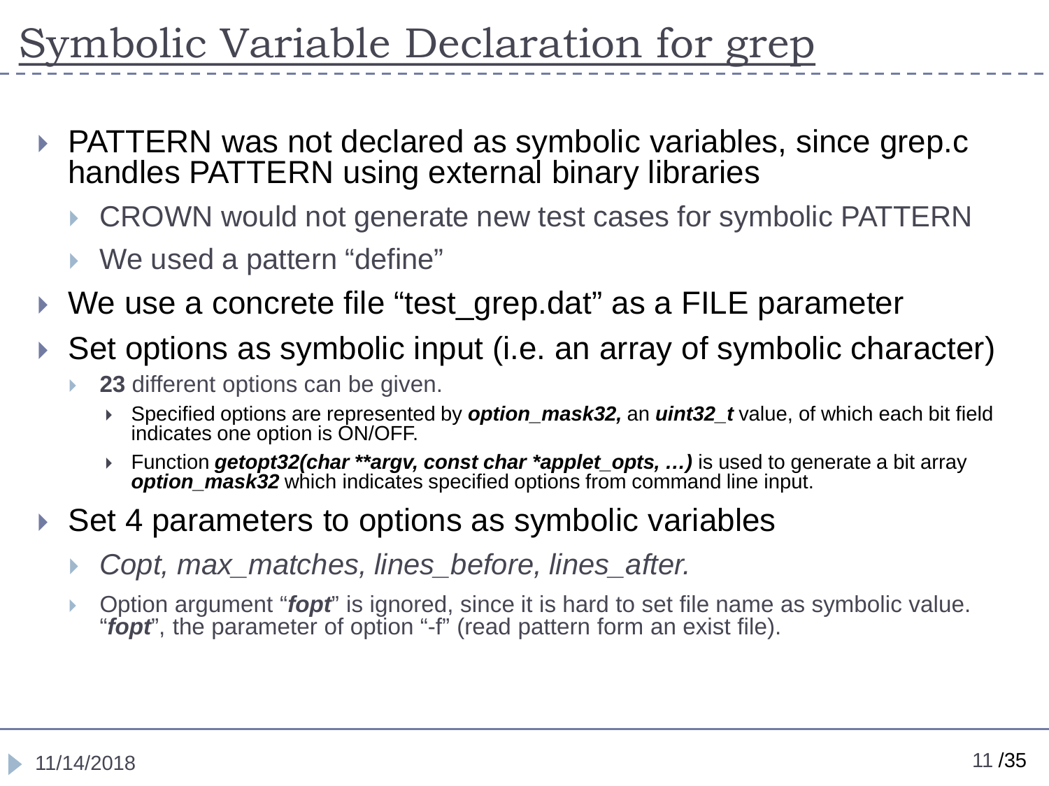# Symbolic Variable Declaration for grep

- PATTERN was not declared as symbolic variables, since grep.c handles PATTERN using external binary libraries
  - CROWN would not generate new test cases for symbolic PATTERN
  - We used a pattern "define"
- We use a concrete file "test_grep.dat" as a FILE parameter
- Set options as symbolic input (i.e. an array of symbolic character)
  - **23** different options can be given.
    - Specified options are represented by ***option_mask32,*** an ***uint32_t*** value, of which each bit field indicates one option is ON/OFF.
    - Function ***getopt32(char **argv, const char *applet_opts, …)*** is used to generate a bit array ***option_mask32*** which indicates specified options from command line input.
- Set 4 parameters to options as symbolic variables
  - *Copt, max_matches, lines_before, lines_after.*
  - Option argument "***fopt***" is ignored, since it is hard to set file name as symbolic value. "***fopt***", the parameter of option "-f" (read pattern form an exist file).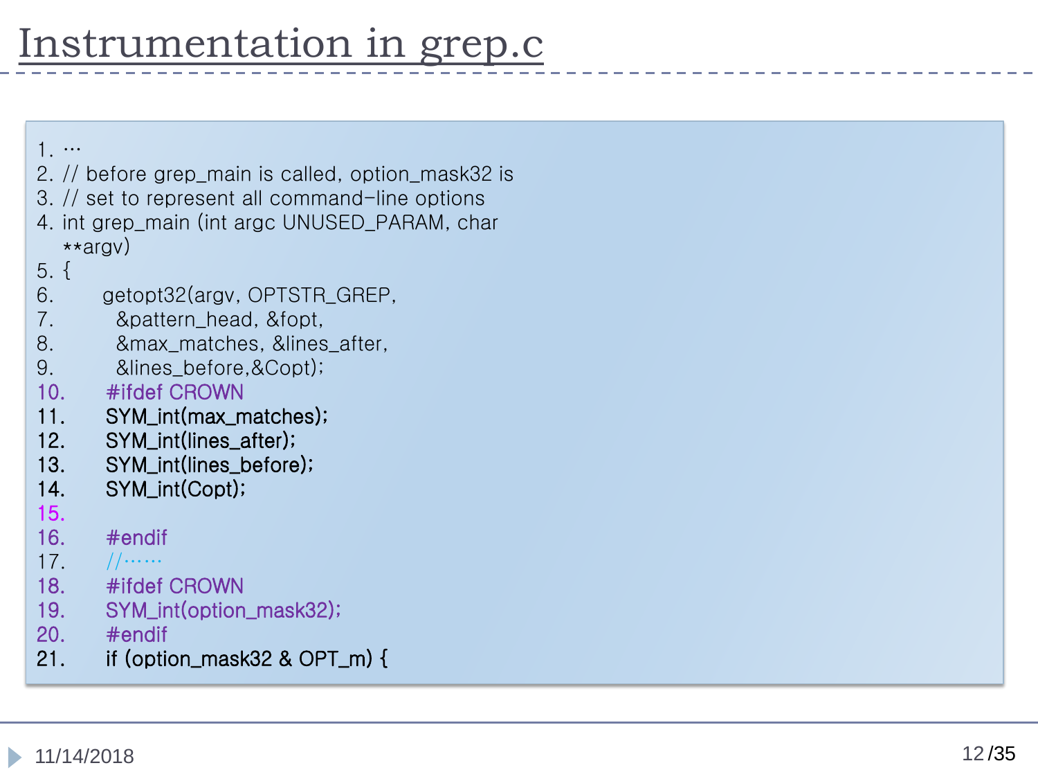# Instrumentation in grep.c

```
1. …
2. // before grep_main is called, option_mask32 is
3. // set to represent all command-line options
4. int grep_main (int argc UNUSED_PARAM, char
   **argv)
5. {
6.       getopt32(argv, OPTSTR_GREP,
7.         &pattern_head, &fopt,
8.         &max_matches, &lines_after,
9.         &lines_before,&Copt);
10.      #ifdef CROWN
11.      SYM_int(max_matches);
12.      SYM_int(lines_after);
13.      SYM_int(lines_before);
14.      SYM_int(Copt);
15.
16.      #endif
17.      //……
18.      #ifdef CROWN
19.      SYM_int(option_mask32);
20.      #endif
21.      if (option_mask32 & OPT_m) {
```

11/14/2018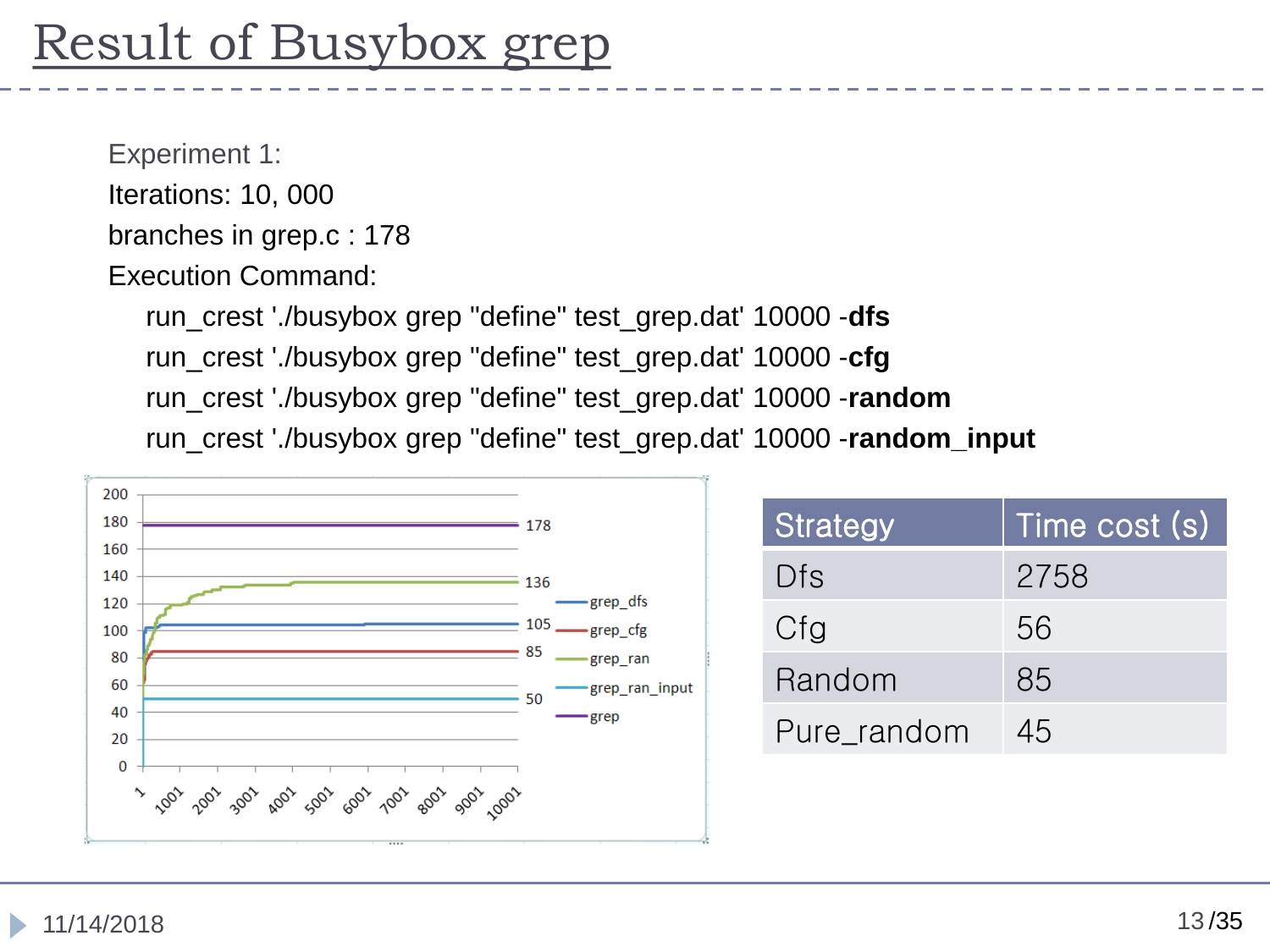# Result of Busybox grep

Experiment 1:

Iterations: 10, 000

branches in grep.c : 178

Execution Command:

run_crest './busybox grep "define" test_grep.dat' 10000 -**dfs**

run_crest './busybox grep "define" test_grep.dat' 10000 -**cfg**

run_crest './busybox grep "define" test_grep.dat' 10000 -**random**

run_crest './busybox grep "define" test_grep.dat' 10000 -**random_input**

| Strategy | Time cost (s) |
|---|---|
| Dfs | 2758 |
| Cfg | 56 |
| Random | 85 |
| Pure_random | 45 |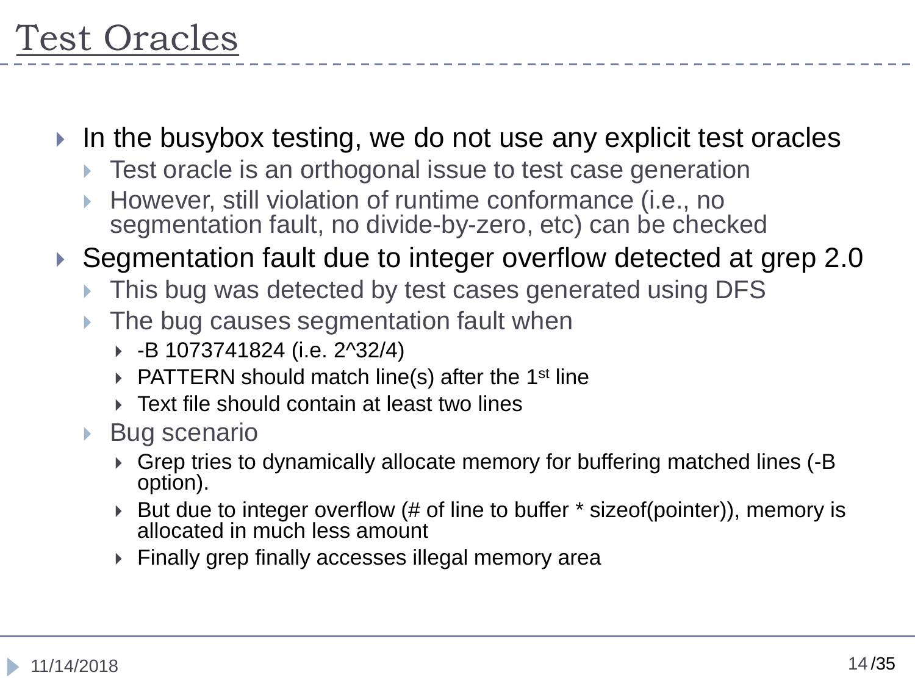# Test Oracles

- In the busybox testing, we do not use any explicit test oracles
  - Test oracle is an orthogonal issue to test case generation
  - However, still violation of runtime conformance (i.e., no segmentation fault, no divide-by-zero, etc) can be checked
- Segmentation fault due to integer overflow detected at grep 2.0
  - This bug was detected by test cases generated using DFS
  - The bug causes segmentation fault when
    - -B 1073741824 (i.e. 2^32/4)
    - PATTERN should match line(s) after the 1st line
    - Text file should contain at least two lines
  - Bug scenario
    - Grep tries to dynamically allocate memory for buffering matched lines (-B option).
    - But due to integer overflow (# of line to buffer * sizeof(pointer)), memory is allocated in much less amount
    - Finally grep finally accesses illegal memory area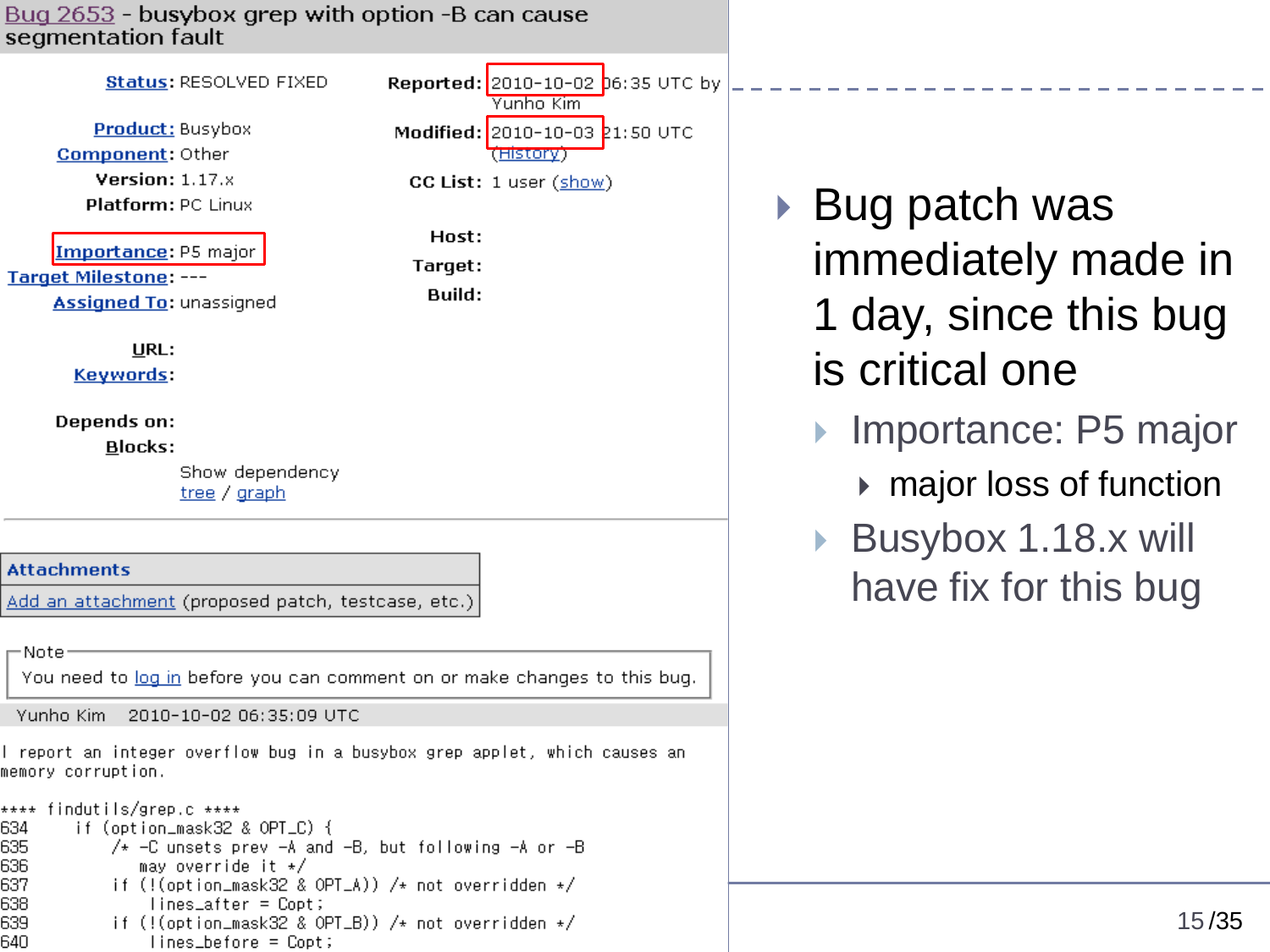**Bug 2653** - busybox grep with option -B can cause segmentation fault

**Status**: RESOLVED FIXED

**Product:** Busybox
**Component**: Other
**Version:** 1.17.x
**Platform:** PC Linux

**Importance**: P5 major
**Target Milestone**: ---
**Assigned To**: unassigned

**URL:**
**Keywords**:

**Depends on:**
**Blocks:**
Show dependency tree / graph

**Reported:** 2010-10-02 06:35 UTC by Yunho Kim
**Modified:** 2010-10-03 21:50 UTC (History)
**CC List:** 1 user (show)

**Host:**
**Target:**
**Build:**

**Attachments**
Add an attachment (proposed patch, testcase, etc.)

Note
You need to log in before you can comment on or make changes to this bug.

Yunho Kim 2010-10-02 06:35:09 UTC

```
I report an integer overflow bug in a busybox grep applet, which causes an
memory corruption.

**** findutils/grep.c ****
634     if (option_mask32 & OPT_C) {
635         /* -C unsets prev -A and -B, but following -A or -B
636            may override it */
637         if (!(option_mask32 & OPT_A)) /* not overridden */
638             lines_after = Copt;
639         if (!(option_mask32 & OPT_B)) /* not overridden */
640             lines_before = Copt;
```

- Bug patch was immediately made in 1 day, since this bug is critical one
  - Importance: P5 major
    - major loss of function
  - Busybox 1.18.x will have fix for this bug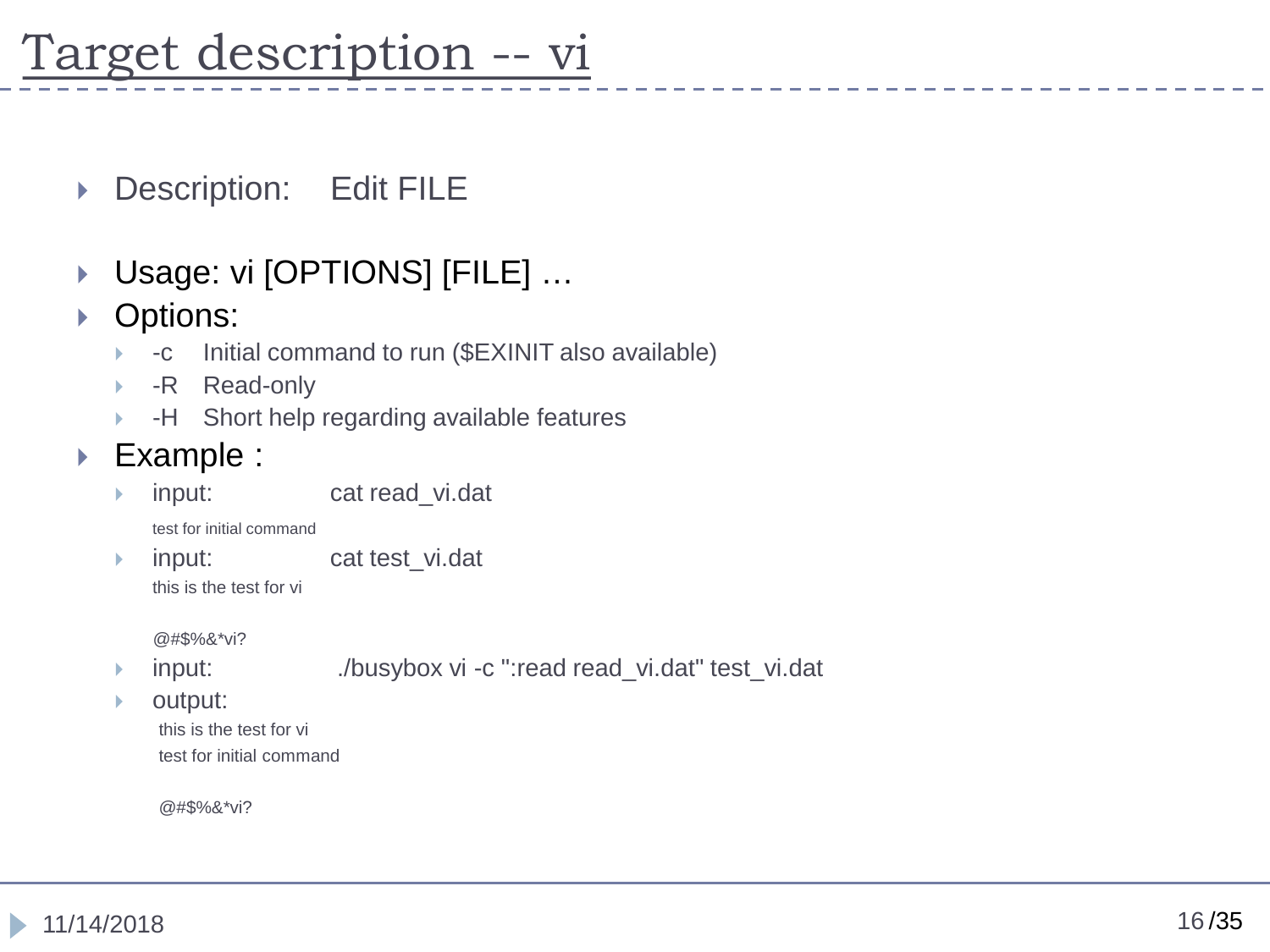# Target description -- vi

- Description: Edit FILE
- Usage: vi [OPTIONS] [FILE] …
- Options:
  - -c Initial command to run ($EXINIT also available)
  - -R Read-only
  - -H Short help regarding available features
- Example :
  - input: cat read_vi.dat

    test for initial command
  - input: cat test_vi.dat

    this is the test for vi

    @#$%&*vi?
  - input: ./busybox vi -c ":read read_vi.dat" test_vi.dat
  - output:

    this is the test for vi
    test for initial command

    @#$%&*vi?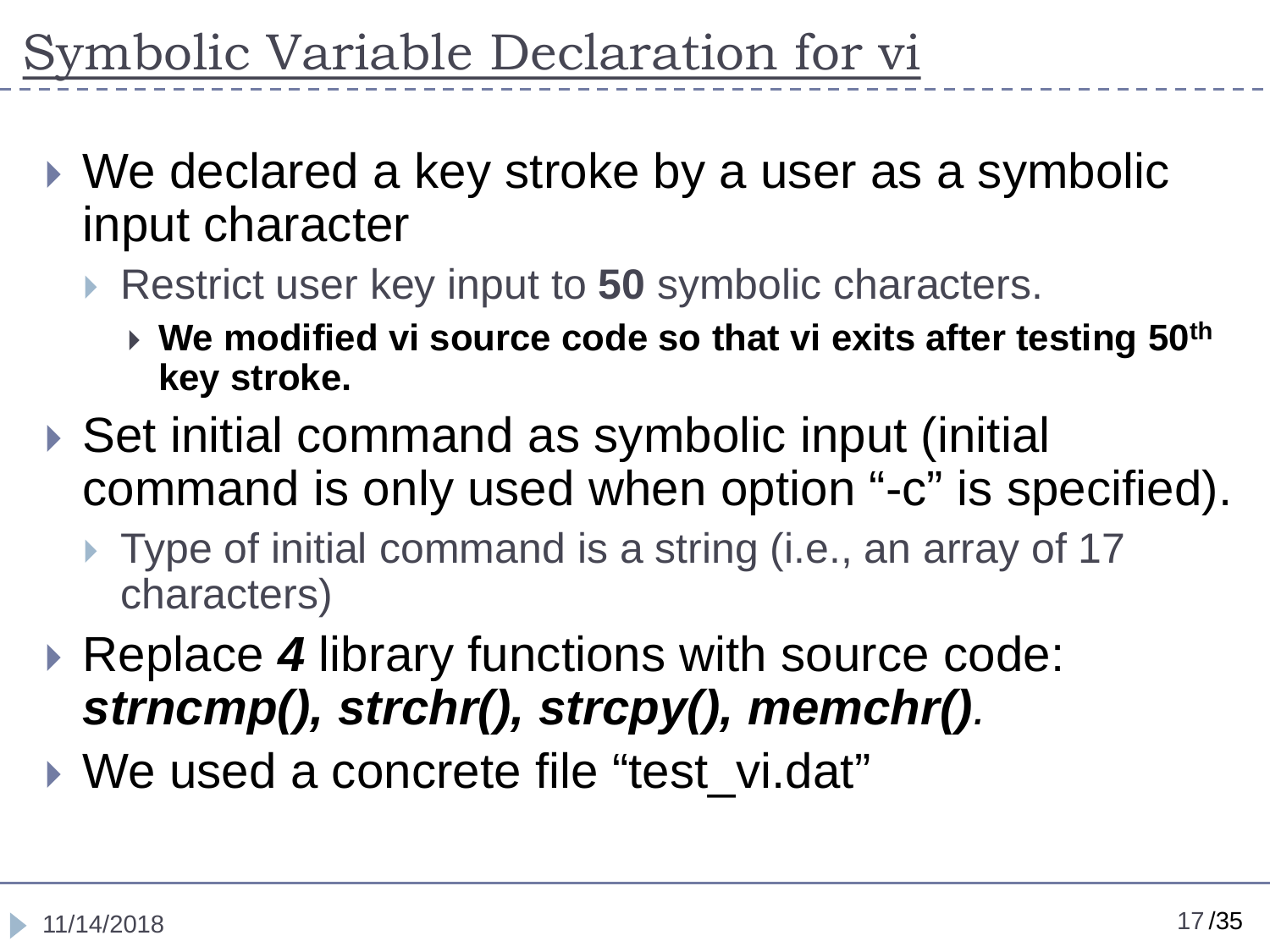# Symbolic Variable Declaration for vi

- We declared a key stroke by a user as a symbolic input character
  - Restrict user key input to **50** symbolic characters.
    - **We modified vi source code so that vi exits after testing 50$^{th}$ key stroke.**
- Set initial command as symbolic input (initial command is only used when option "-c" is specified).
  - Type of initial command is a string (i.e., an array of 17 characters)
- Replace ***4*** library functions with source code: ***strncmp(), strchr(), strcpy(), memchr()***.
- We used a concrete file "test_vi.dat"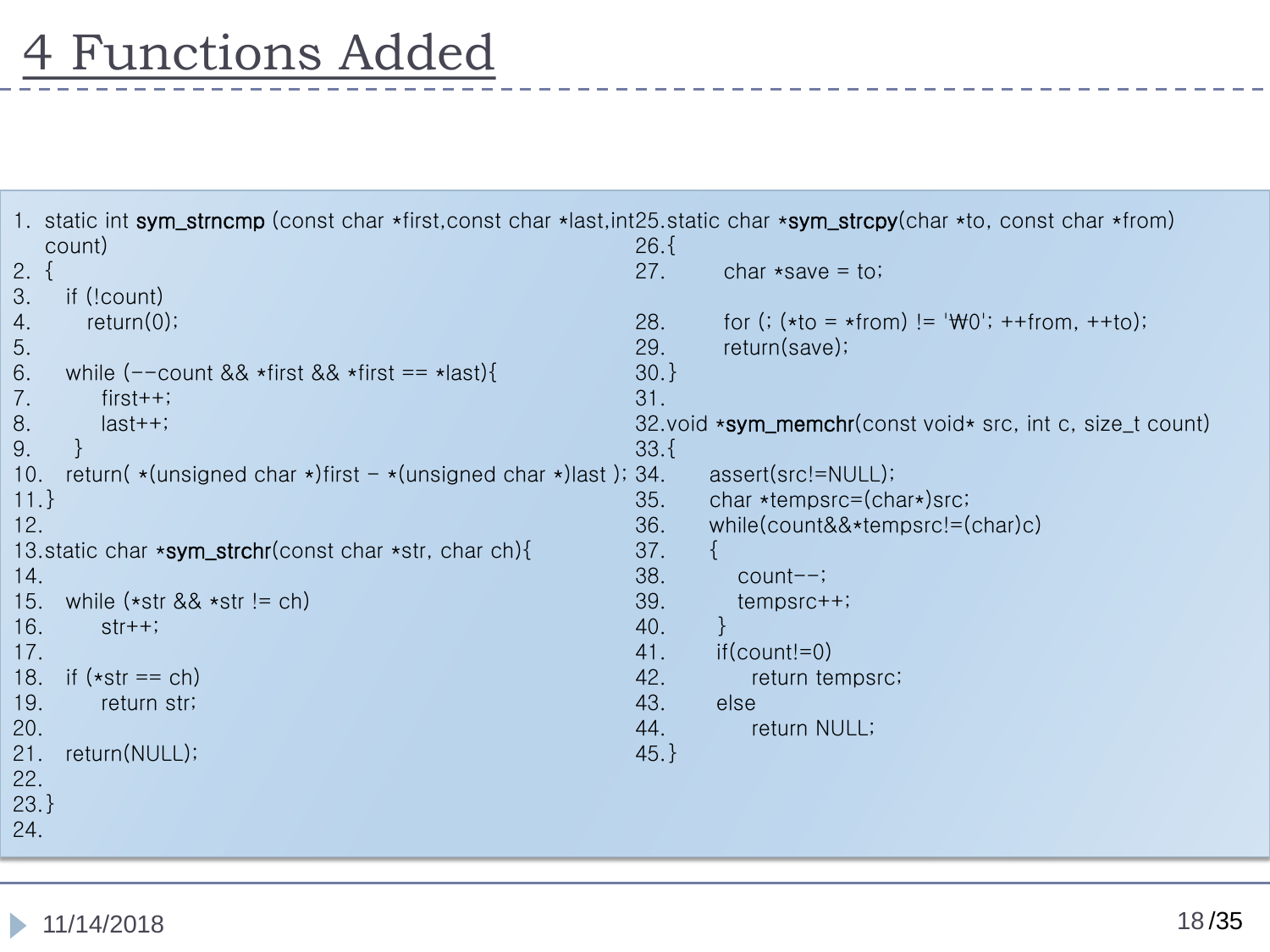# 4 Functions Added

```
1.  static int sym_strncmp (const char *first,const char *last,int
    count)
2.  {
3.     if (!count)
4.        return(0);
5.
6.     while (--count && *first && *first == *last){
7.          first++;
8.          last++;
9.      }
10.    return( *(unsigned char *)first - *(unsigned char *)last );
11.}
12.
13.static char *sym_strchr(const char *str, char ch){
14.
15.    while (*str && *str != ch)
16.         str++;
17.
18.    if (*str == ch)
19.         return str;
20.
21.    return(NULL);
22.
23.}
24.
25.static char *sym_strcpy(char *to, const char *from)
26.{
27.        char *save = to;

28.        for (; (*to = *from) != '₩0'; ++from, ++to);
29.        return(save);
30.}
31.
32.void *sym_memchr(const void* src, int c, size_t count)
33.{
34.      assert(src!=NULL);
35.      char *tempsrc=(char*)src;
36.      while(count&&*tempsrc!=(char)c)
37.      {
38.          count--;
39.          tempsrc++;
40.       }
41.       if(count!=0)
42.            return tempsrc;
43.       else
44.            return NULL;
45.}
```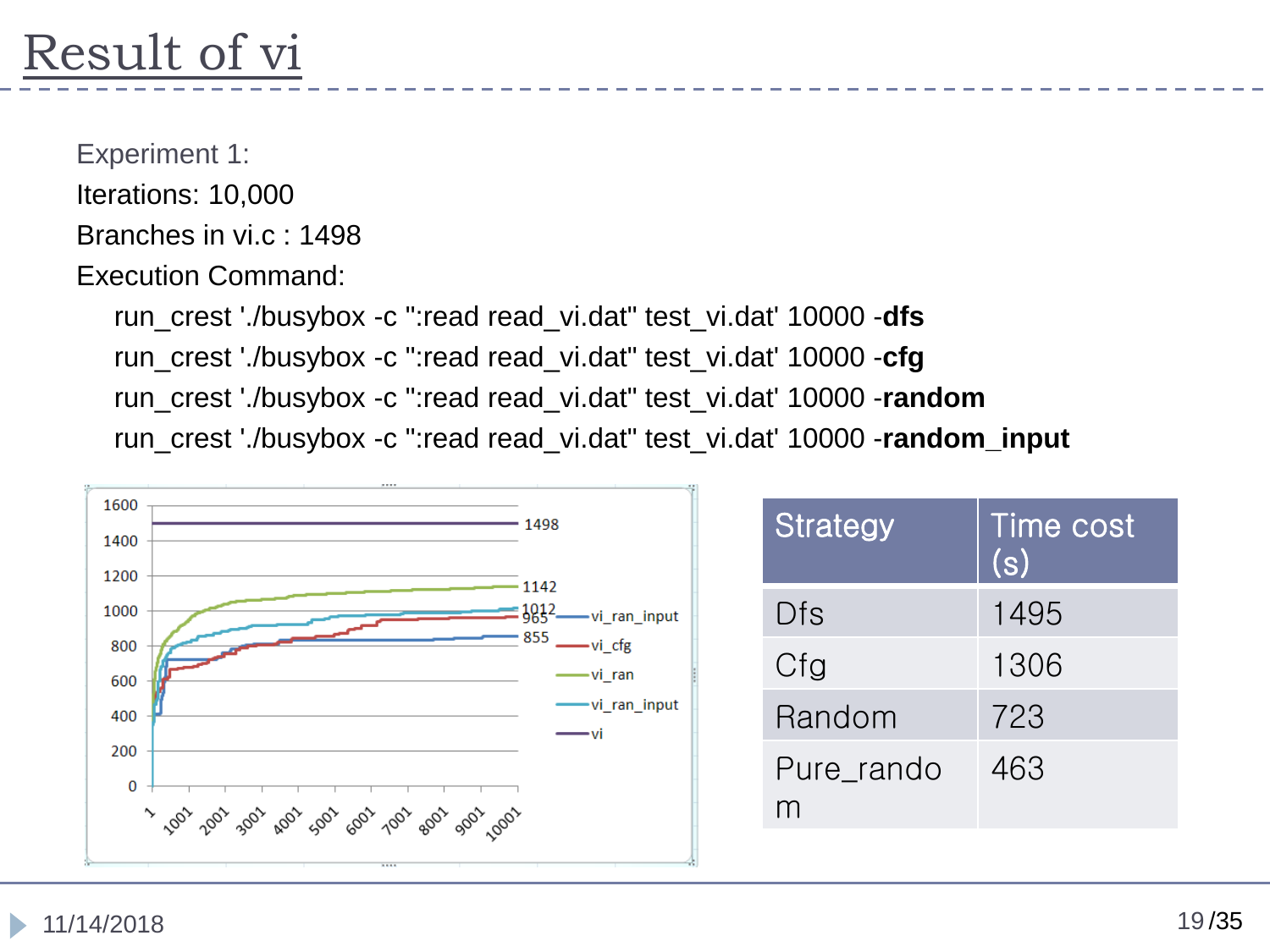# Result of vi

Experiment 1:

Iterations: 10,000

Branches in vi.c : 1498

Execution Command:

run_crest './busybox -c ":read read_vi.dat" test_vi.dat' 10000 -**dfs**

run_crest './busybox -c ":read read_vi.dat" test_vi.dat' 10000 -**cfg**

run_crest './busybox -c ":read read_vi.dat" test_vi.dat' 10000 -**random**

run_crest './busybox -c ":read read_vi.dat" test_vi.dat' 10000 -**random_input**

1600
1400
1200
1000
800
600
400
200
0

1 1001 2001 3001 4001 5001 6001 7001 8001 9001 10001

1498
1142
1012
965
855

vi_ran_input
vi_cfg
vi_ran
vi_ran_input
vi

| Strategy | Time cost (s) |
| --- | --- |
| Dfs | 1495 |
| Cfg | 1306 |
| Random | 723 |
| Pure_random | 463 |